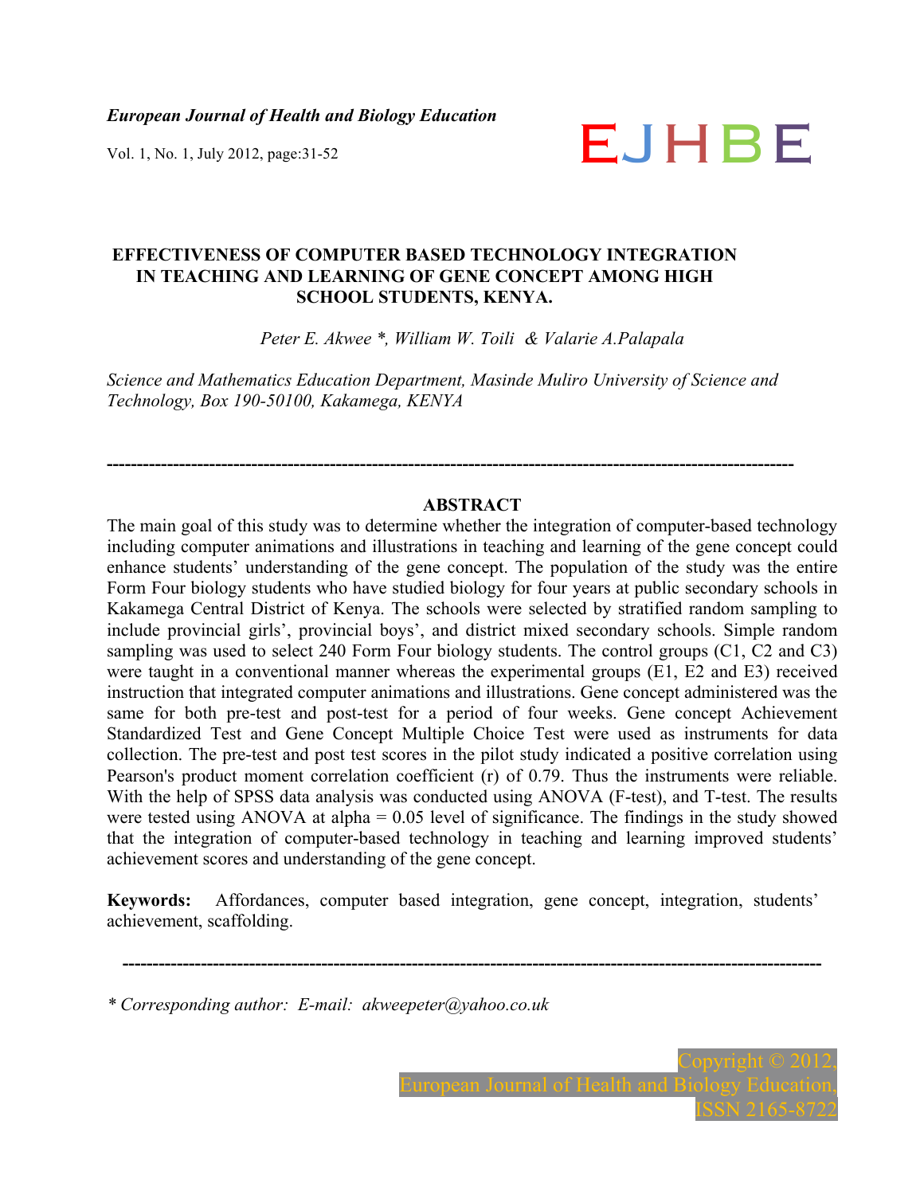# EFFECTIVENESS OF COMPUTER BASED TECHNOLOGY INTEGRATION IN TEACHING AND LEARNING OF GENE CONCEPT AMONG HIGH SCHOOL STUDENTS, KENYA.

*Peter E. Akwee \*, William W. Toili & Valarie A.Palapala*

*Science and Mathematics Education Department, Masinde Muliro University of Science and Technology, Box 190-50100, Kakamega, KENYA*

---

## ABSTRACT

The main goal of this study was to determine whether the integration of computer-based technology including computer animations and illustrations in teaching and learning of the gene concept could enhance students' understanding of the gene concept. The population of the study was the entire Form Four biology students who have studied biology for four years at public secondary schools in Kakamega Central District of Kenya. The schools were selected by stratified random sampling to include provincial girls', provincial boys', and district mixed secondary schools. Simple random sampling was used to select 240 Form Four biology students. The control groups (C1, C2 and C3) were taught in a conventional manner whereas the experimental groups (E1, E2 and E3) received instruction that integrated computer animations and illustrations. Gene concept administered was the same for both pre-test and post-test for a period of four weeks. Gene concept Achievement Standardized Test and Gene Concept Multiple Choice Test were used as instruments for data collection. The pre-test and post test scores in the pilot study indicated a positive correlation using Pearson's product moment correlation coefficient (r) of 0.79. Thus the instruments were reliable. With the help of SPSS data analysis was conducted using ANOVA (F-test), and T-test. The results were tested using ANOVA at alpha = 0.05 level of significance. The findings in the study showed that the integration of computer-based technology in teaching and learning improved students' achievement scores and understanding of the gene concept.

**Keywords:** Affordances, computer based integration, gene concept, integration, students' achievement, scaffolding.

---

*\* Corresponding author: E-mail: akweepeter@yahoo.co.uk*

Copyright © 2012, European Journal of Health and Biology Education, ISSN 2165-8722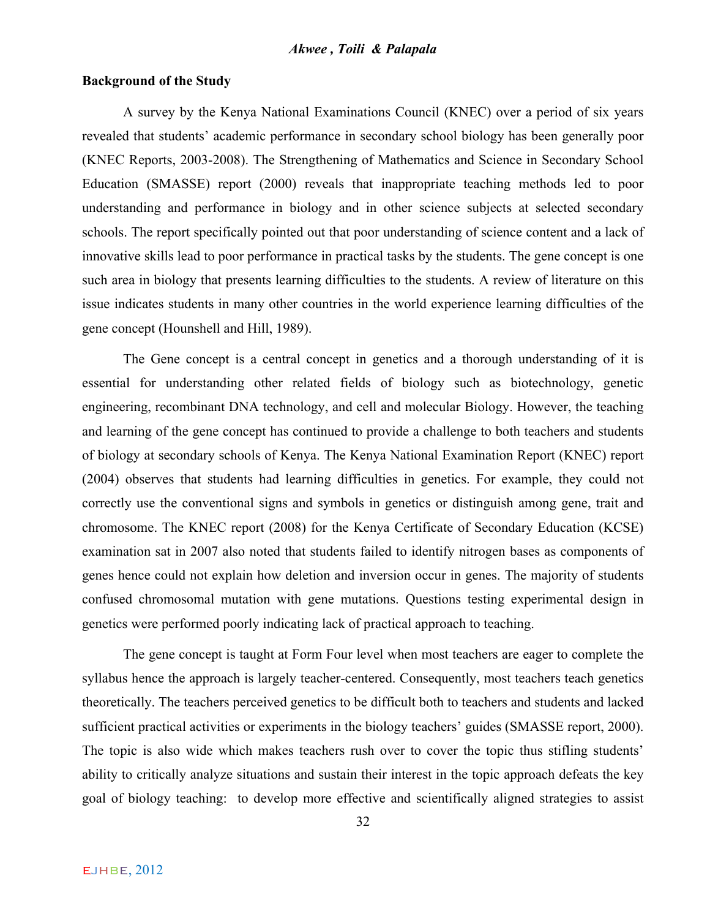## Background of the Study

A survey by the Kenya National Examinations Council (KNEC) over a period of six years revealed that students' academic performance in secondary school biology has been generally poor (KNEC Reports, 2003-2008). The Strengthening of Mathematics and Science in Secondary School Education (SMASSE) report (2000) reveals that inappropriate teaching methods led to poor understanding and performance in biology and in other science subjects at selected secondary schools. The report specifically pointed out that poor understanding of science content and a lack of innovative skills lead to poor performance in practical tasks by the students. The gene concept is one such area in biology that presents learning difficulties to the students. A review of literature on this issue indicates students in many other countries in the world experience learning difficulties of the gene concept (Hounshell and Hill, 1989).

The Gene concept is a central concept in genetics and a thorough understanding of it is essential for understanding other related fields of biology such as biotechnology, genetic engineering, recombinant DNA technology, and cell and molecular Biology. However, the teaching and learning of the gene concept has continued to provide a challenge to both teachers and students of biology at secondary schools of Kenya. The Kenya National Examination Report (KNEC) report (2004) observes that students had learning difficulties in genetics. For example, they could not correctly use the conventional signs and symbols in genetics or distinguish among gene, trait and chromosome. The KNEC report (2008) for the Kenya Certificate of Secondary Education (KCSE) examination sat in 2007 also noted that students failed to identify nitrogen bases as components of genes hence could not explain how deletion and inversion occur in genes. The majority of students confused chromosomal mutation with gene mutations. Questions testing experimental design in genetics were performed poorly indicating lack of practical approach to teaching.

The gene concept is taught at Form Four level when most teachers are eager to complete the syllabus hence the approach is largely teacher-centered. Consequently, most teachers teach genetics theoretically. The teachers perceived genetics to be difficult both to teachers and students and lacked sufficient practical activities or experiments in the biology teachers' guides (SMASSE report, 2000). The topic is also wide which makes teachers rush over to cover the topic thus stifling students' ability to critically analyze situations and sustain their interest in the topic approach defeats the key goal of biology teaching: to develop more effective and scientifically aligned strategies to assist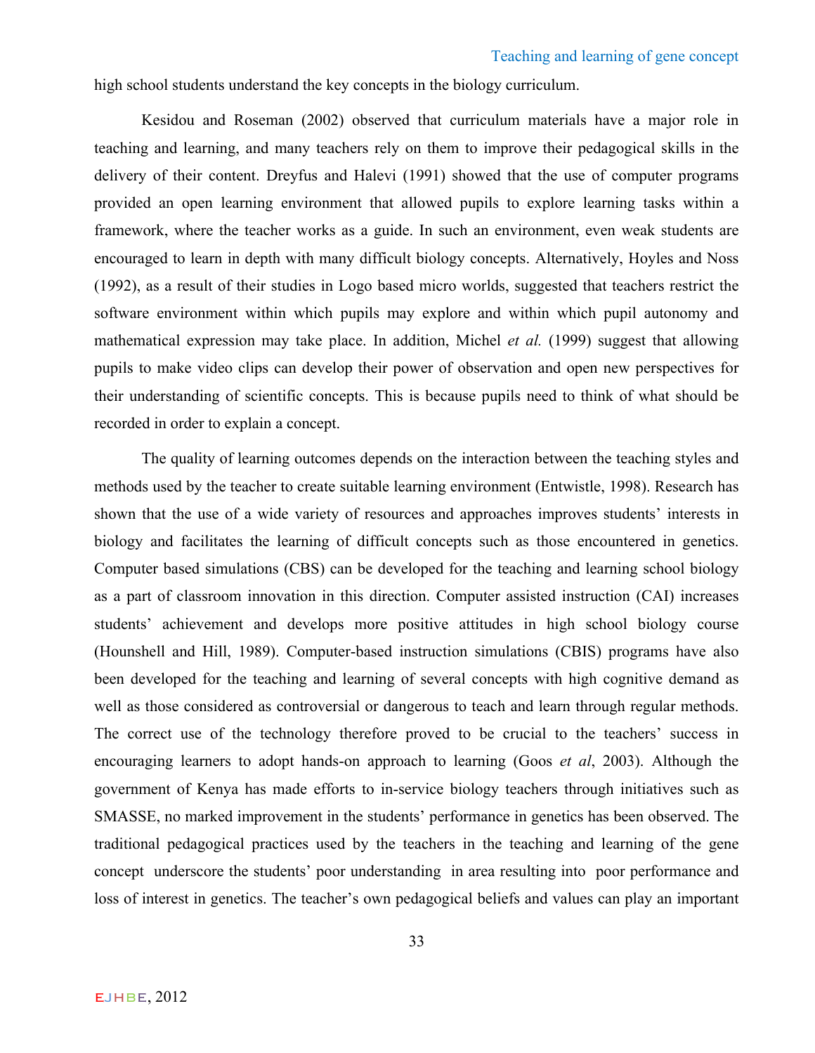high school students understand the key concepts in the biology curriculum.

Kesidou and Roseman (2002) observed that curriculum materials have a major role in teaching and learning, and many teachers rely on them to improve their pedagogical skills in the delivery of their content. Dreyfus and Halevi (1991) showed that the use of computer programs provided an open learning environment that allowed pupils to explore learning tasks within a framework, where the teacher works as a guide. In such an environment, even weak students are encouraged to learn in depth with many difficult biology concepts. Alternatively, Hoyles and Noss (1992), as a result of their studies in Logo based micro worlds, suggested that teachers restrict the software environment within which pupils may explore and within which pupil autonomy and mathematical expression may take place. In addition, Michel *et al.* (1999) suggest that allowing pupils to make video clips can develop their power of observation and open new perspectives for their understanding of scientific concepts. This is because pupils need to think of what should be recorded in order to explain a concept.

The quality of learning outcomes depends on the interaction between the teaching styles and methods used by the teacher to create suitable learning environment (Entwistle, 1998). Research has shown that the use of a wide variety of resources and approaches improves students' interests in biology and facilitates the learning of difficult concepts such as those encountered in genetics. Computer based simulations (CBS) can be developed for the teaching and learning school biology as a part of classroom innovation in this direction. Computer assisted instruction (CAI) increases students' achievement and develops more positive attitudes in high school biology course (Hounshell and Hill, 1989). Computer-based instruction simulations (CBIS) programs have also been developed for the teaching and learning of several concepts with high cognitive demand as well as those considered as controversial or dangerous to teach and learn through regular methods. The correct use of the technology therefore proved to be crucial to the teachers' success in encouraging learners to adopt hands-on approach to learning (Goos *et al*, 2003). Although the government of Kenya has made efforts to in-service biology teachers through initiatives such as SMASSE, no marked improvement in the students' performance in genetics has been observed. The traditional pedagogical practices used by the teachers in the teaching and learning of the gene concept underscore the students' poor understanding in area resulting into poor performance and loss of interest in genetics. The teacher's own pedagogical beliefs and values can play an important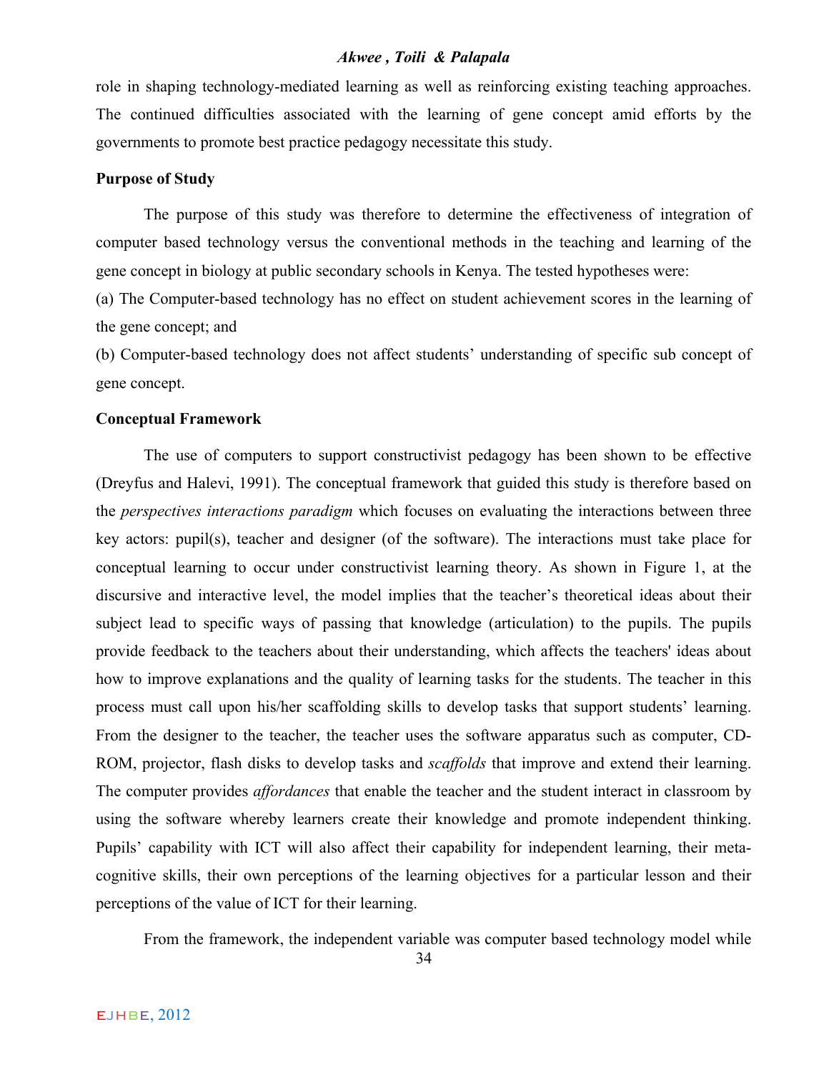role in shaping technology-mediated learning as well as reinforcing existing teaching approaches. The continued difficulties associated with the learning of gene concept amid efforts by the governments to promote best practice pedagogy necessitate this study.

**Purpose of Study**

The purpose of this study was therefore to determine the effectiveness of integration of computer based technology versus the conventional methods in the teaching and learning of the gene concept in biology at public secondary schools in Kenya. The tested hypotheses were:

(a) The Computer-based technology has no effect on student achievement scores in the learning of the gene concept; and

(b) Computer-based technology does not affect students' understanding of specific sub concept of gene concept.

**Conceptual Framework**

The use of computers to support constructivist pedagogy has been shown to be effective (Dreyfus and Halevi, 1991). The conceptual framework that guided this study is therefore based on the *perspectives interactions paradigm* which focuses on evaluating the interactions between three key actors: pupil(s), teacher and designer (of the software). The interactions must take place for conceptual learning to occur under constructivist learning theory. As shown in Figure 1, at the discursive and interactive level, the model implies that the teacher's theoretical ideas about their subject lead to specific ways of passing that knowledge (articulation) to the pupils. The pupils provide feedback to the teachers about their understanding, which affects the teachers' ideas about how to improve explanations and the quality of learning tasks for the students. The teacher in this process must call upon his/her scaffolding skills to develop tasks that support students' learning. From the designer to the teacher, the teacher uses the software apparatus such as computer, CD-ROM, projector, flash disks to develop tasks and *scaffolds* that improve and extend their learning. The computer provides *affordances* that enable the teacher and the student interact in classroom by using the software whereby learners create their knowledge and promote independent thinking. Pupils' capability with ICT will also affect their capability for independent learning, their meta-cognitive skills, their own perceptions of the learning objectives for a particular lesson and their perceptions of the value of ICT for their learning.

From the framework, the independent variable was computer based technology model while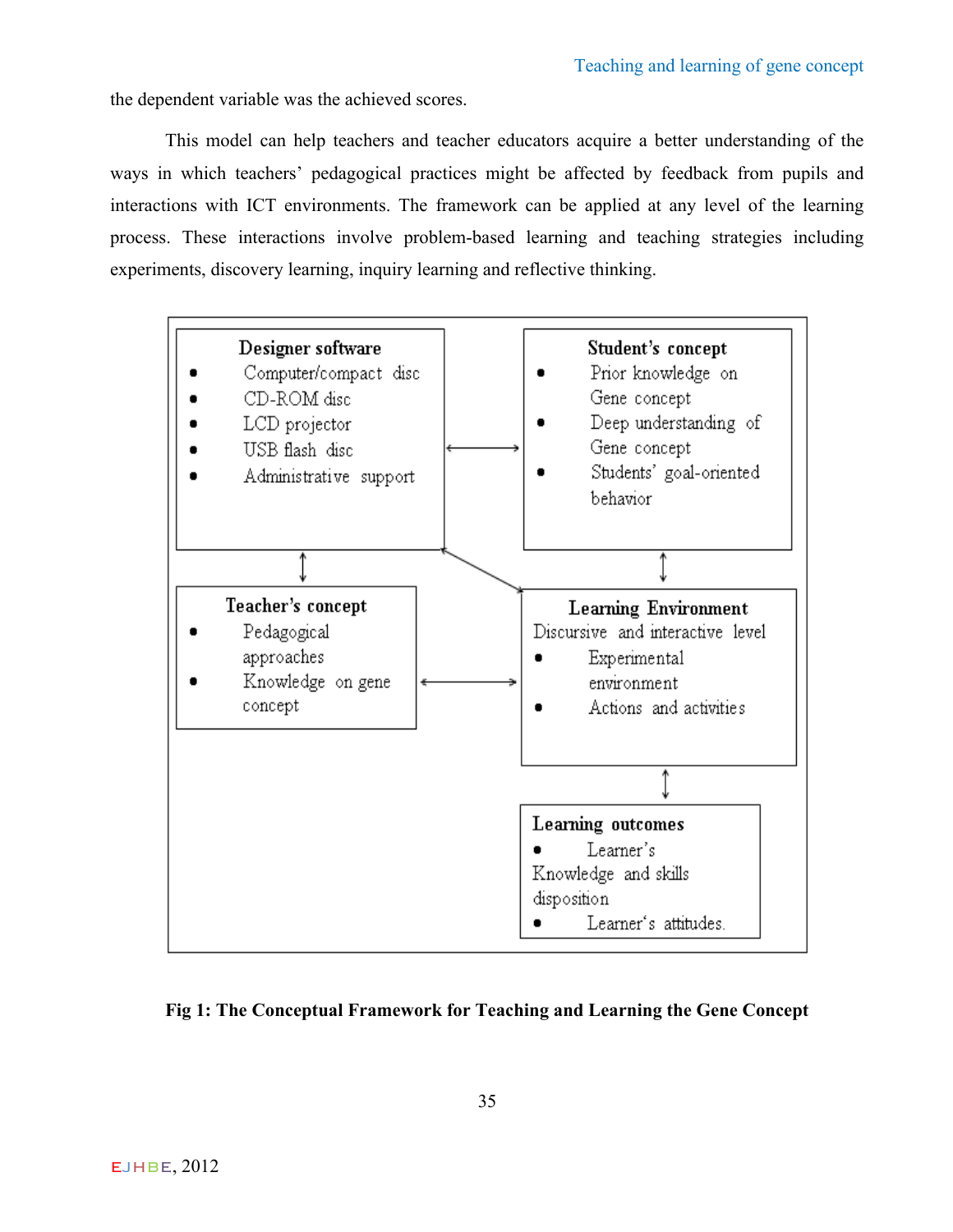the dependent variable was the achieved scores.

This model can help teachers and teacher educators acquire a better understanding of the ways in which teachers' pedagogical practices might be affected by feedback from pupils and interactions with ICT environments. The framework can be applied at any level of the learning process. These interactions involve problem-based learning and teaching strategies including experiments, discovery learning, inquiry learning and reflective thinking.

**Designer software**
- Computer/compact disc
- CD-ROM disc
- LCD projector
- USB flash disc
- Administrative support

**Student's concept**
- Prior knowledge on Gene concept
- Deep understanding of Gene concept
- Students' goal-oriented behavior

**Teacher's concept**
- Pedagogical approaches
- Knowledge on gene concept

**Learning Environment**
Discursive and interactive level
- Experimental environment
- Actions and activities

**Learning outcomes**
- Learner's Knowledge and skills disposition
- Learner's attitudes.

**Fig 1: The Conceptual Framework for Teaching and Learning the Gene Concept**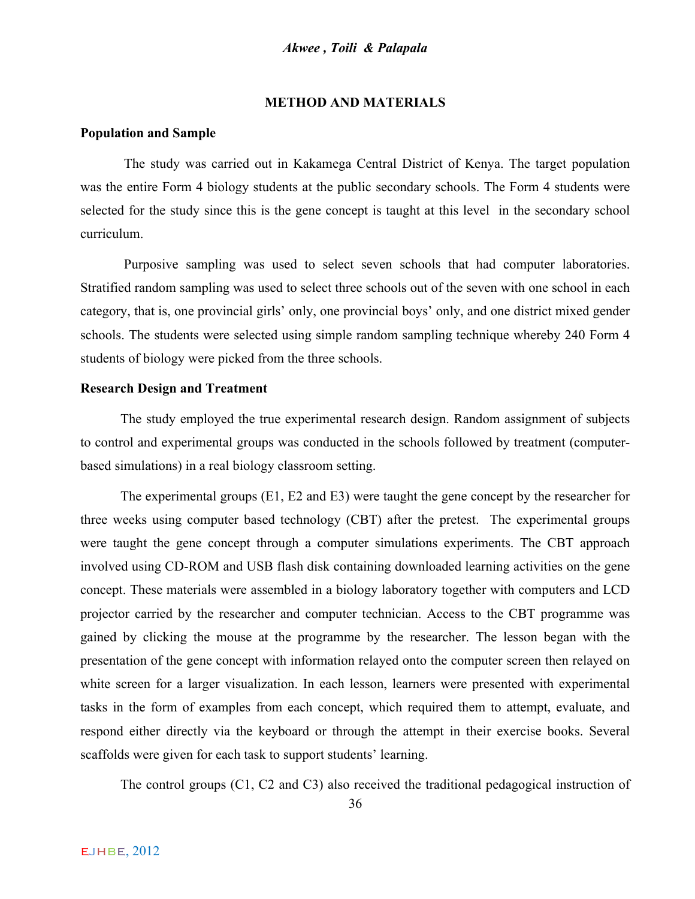## METHOD AND MATERIALS

### Population and Sample

The study was carried out in Kakamega Central District of Kenya. The target population was the entire Form 4 biology students at the public secondary schools. The Form 4 students were selected for the study since this is the gene concept is taught at this level in the secondary school curriculum.

Purposive sampling was used to select seven schools that had computer laboratories. Stratified random sampling was used to select three schools out of the seven with one school in each category, that is, one provincial girls' only, one provincial boys' only, and one district mixed gender schools. The students were selected using simple random sampling technique whereby 240 Form 4 students of biology were picked from the three schools.

### Research Design and Treatment

The study employed the true experimental research design. Random assignment of subjects to control and experimental groups was conducted in the schools followed by treatment (computer-based simulations) in a real biology classroom setting.

The experimental groups (E1, E2 and E3) were taught the gene concept by the researcher for three weeks using computer based technology (CBT) after the pretest. The experimental groups were taught the gene concept through a computer simulations experiments. The CBT approach involved using CD-ROM and USB flash disk containing downloaded learning activities on the gene concept. These materials were assembled in a biology laboratory together with computers and LCD projector carried by the researcher and computer technician. Access to the CBT programme was gained by clicking the mouse at the programme by the researcher. The lesson began with the presentation of the gene concept with information relayed onto the computer screen then relayed on white screen for a larger visualization. In each lesson, learners were presented with experimental tasks in the form of examples from each concept, which required them to attempt, evaluate, and respond either directly via the keyboard or through the attempt in their exercise books. Several scaffolds were given for each task to support students' learning.

The control groups (C1, C2 and C3) also received the traditional pedagogical instruction of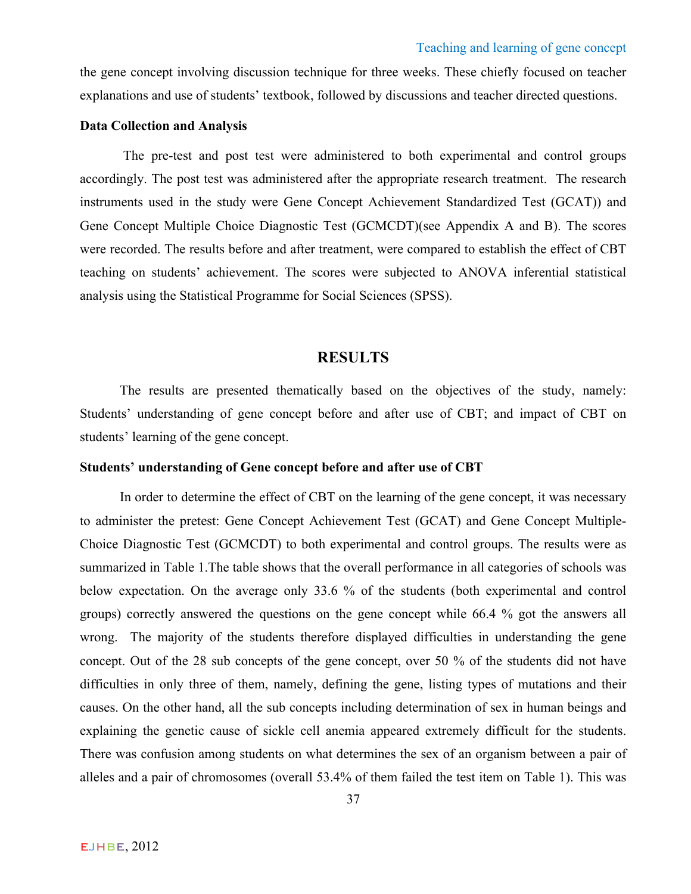the gene concept involving discussion technique for three weeks. These chiefly focused on teacher explanations and use of students' textbook, followed by discussions and teacher directed questions.

**Data Collection and Analysis**

The pre-test and post test were administered to both experimental and control groups accordingly. The post test was administered after the appropriate research treatment. The research instruments used in the study were Gene Concept Achievement Standardized Test (GCAT)) and Gene Concept Multiple Choice Diagnostic Test (GCMCDT)(see Appendix A and B). The scores were recorded. The results before and after treatment, were compared to establish the effect of CBT teaching on students' achievement. The scores were subjected to ANOVA inferential statistical analysis using the Statistical Programme for Social Sciences (SPSS).

## RESULTS

The results are presented thematically based on the objectives of the study, namely: Students' understanding of gene concept before and after use of CBT; and impact of CBT on students' learning of the gene concept.

**Students' understanding of Gene concept before and after use of CBT**

In order to determine the effect of CBT on the learning of the gene concept, it was necessary to administer the pretest: Gene Concept Achievement Test (GCAT) and Gene Concept Multiple-Choice Diagnostic Test (GCMCDT) to both experimental and control groups. The results were as summarized in Table 1.The table shows that the overall performance in all categories of schools was below expectation. On the average only 33.6 % of the students (both experimental and control groups) correctly answered the questions on the gene concept while 66.4 % got the answers all wrong. The majority of the students therefore displayed difficulties in understanding the gene concept. Out of the 28 sub concepts of the gene concept, over 50 % of the students did not have difficulties in only three of them, namely, defining the gene, listing types of mutations and their causes. On the other hand, all the sub concepts including determination of sex in human beings and explaining the genetic cause of sickle cell anemia appeared extremely difficult for the students. There was confusion among students on what determines the sex of an organism between a pair of alleles and a pair of chromosomes (overall 53.4% of them failed the test item on Table 1). This was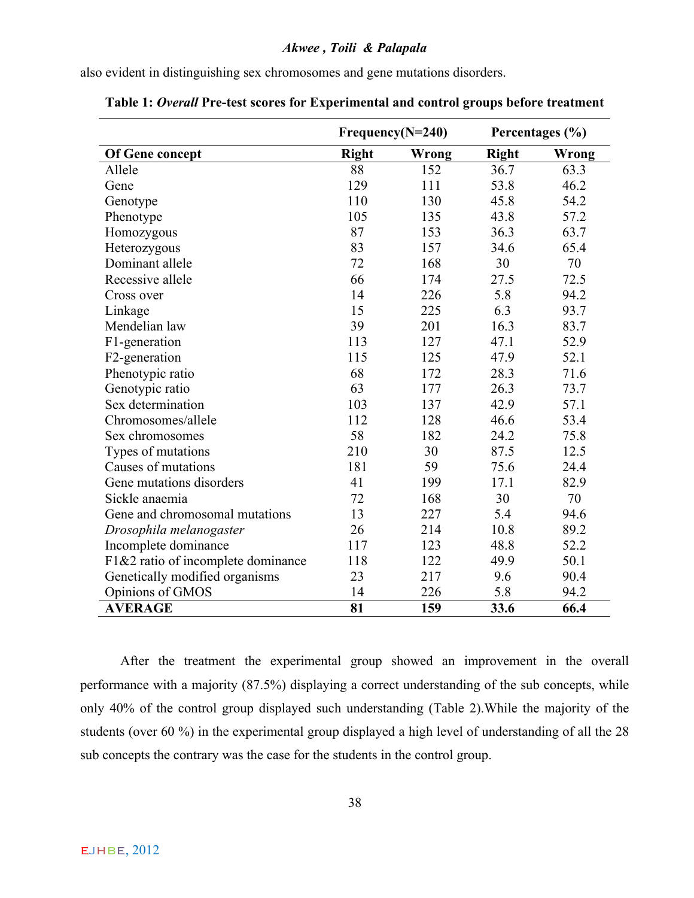also evident in distinguishing sex chromosomes and gene mutations disorders.

**Table 1: *Overall* Pre-test scores for Experimental and control groups before treatment**

| | Frequency(N=240) | | Percentages (%) | |
|---|---|---|---|---|
| **Of Gene concept** | **Right** | **Wrong** | **Right** | **Wrong** |
| Allele | 88 | 152 | 36.7 | 63.3 |
| Gene | 129 | 111 | 53.8 | 46.2 |
| Genotype | 110 | 130 | 45.8 | 54.2 |
| Phenotype | 105 | 135 | 43.8 | 57.2 |
| Homozygous | 87 | 153 | 36.3 | 63.7 |
| Heterozygous | 83 | 157 | 34.6 | 65.4 |
| Dominant allele | 72 | 168 | 30 | 70 |
| Recessive allele | 66 | 174 | 27.5 | 72.5 |
| Cross over | 14 | 226 | 5.8 | 94.2 |
| Linkage | 15 | 225 | 6.3 | 93.7 |
| Mendelian law | 39 | 201 | 16.3 | 83.7 |
| F1-generation | 113 | 127 | 47.1 | 52.9 |
| F2-generation | 115 | 125 | 47.9 | 52.1 |
| Phenotypic ratio | 68 | 172 | 28.3 | 71.6 |
| Genotypic ratio | 63 | 177 | 26.3 | 73.7 |
| Sex determination | 103 | 137 | 42.9 | 57.1 |
| Chromosomes/allele | 112 | 128 | 46.6 | 53.4 |
| Sex chromosomes | 58 | 182 | 24.2 | 75.8 |
| Types of mutations | 210 | 30 | 87.5 | 12.5 |
| Causes of mutations | 181 | 59 | 75.6 | 24.4 |
| Gene mutations disorders | 41 | 199 | 17.1 | 82.9 |
| Sickle anaemia | 72 | 168 | 30 | 70 |
| Gene and chromosomal mutations | 13 | 227 | 5.4 | 94.6 |
| *Drosophila melanogaster* | 26 | 214 | 10.8 | 89.2 |
| Incomplete dominance | 117 | 123 | 48.8 | 52.2 |
| F1&2 ratio of incomplete dominance | 118 | 122 | 49.9 | 50.1 |
| Genetically modified organisms | 23 | 217 | 9.6 | 90.4 |
| Opinions of GMOS | 14 | 226 | 5.8 | 94.2 |
| **AVERAGE** | **81** | **159** | **33.6** | **66.4** |

After the treatment the experimental group showed an improvement in the overall performance with a majority (87.5%) displaying a correct understanding of the sub concepts, while only 40% of the control group displayed such understanding (Table 2).While the majority of the students (over 60 %) in the experimental group displayed a high level of understanding of all the 28 sub concepts the contrary was the case for the students in the control group.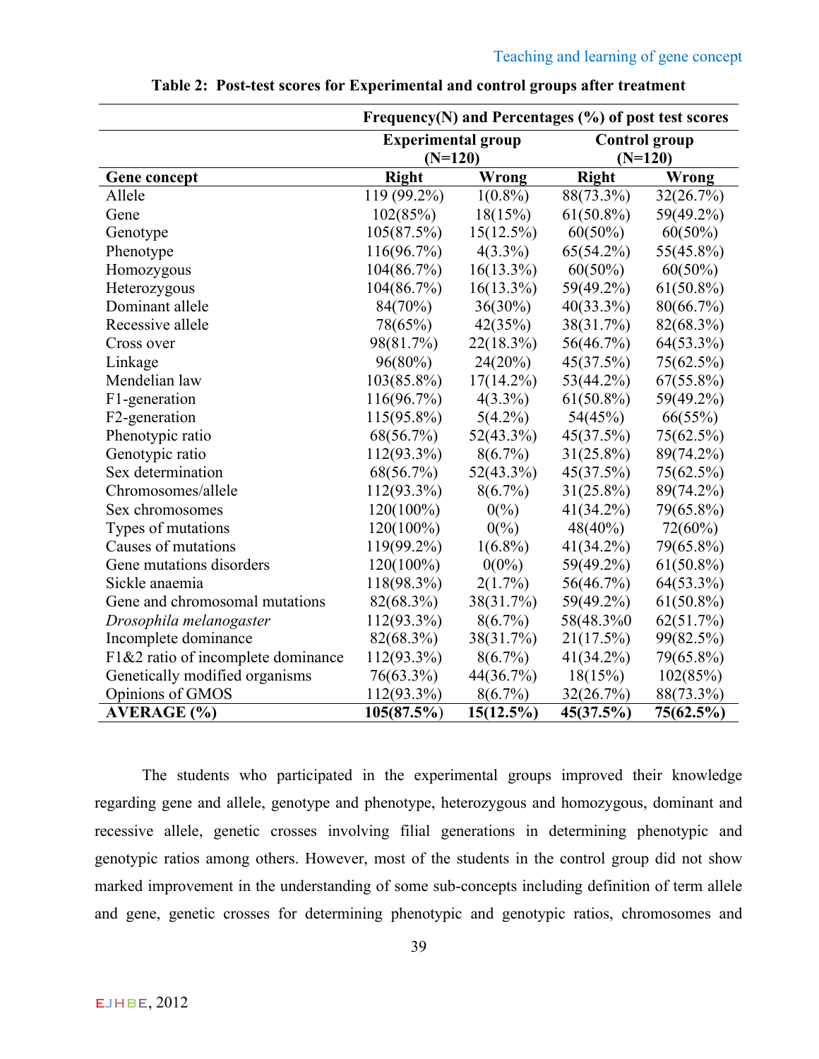**Table 2: Post-test scores for Experimental and control groups after treatment**

| | Frequency(N) and Percentages (%) of post test scores | | | |
|---|---|---|---|---|
| | Experimental group (N=120) | | Control group (N=120) | |
| **Gene concept** | **Right** | **Wrong** | **Right** | **Wrong** |
| Allele | 119 (99.2%) | 1(0.8%) | 88(73.3%) | 32(26.7%) |
| Gene | 102(85%) | 18(15%) | 61(50.8%) | 59(49.2%) |
| Genotype | 105(87.5%) | 15(12.5%) | 60(50%) | 60(50%) |
| Phenotype | 116(96.7%) | 4(3.3%) | 65(54.2%) | 55(45.8%) |
| Homozygous | 104(86.7%) | 16(13.3%) | 60(50%) | 60(50%) |
| Heterozygous | 104(86.7%) | 16(13.3%) | 59(49.2%) | 61(50.8%) |
| Dominant allele | 84(70%) | 36(30%) | 40(33.3%) | 80(66.7%) |
| Recessive allele | 78(65%) | 42(35%) | 38(31.7%) | 82(68.3%) |
| Cross over | 98(81.7%) | 22(18.3%) | 56(46.7%) | 64(53.3%) |
| Linkage | 96(80%) | 24(20%) | 45(37.5%) | 75(62.5%) |
| Mendelian law | 103(85.8%) | 17(14.2%) | 53(44.2%) | 67(55.8%) |
| F1-generation | 116(96.7%) | 4(3.3%) | 61(50.8%) | 59(49.2%) |
| F2-generation | 115(95.8%) | 5(4.2%) | 54(45%) | 66(55%) |
| Phenotypic ratio | 68(56.7%) | 52(43.3%) | 45(37.5%) | 75(62.5%) |
| Genotypic ratio | 112(93.3%) | 8(6.7%) | 31(25.8%) | 89(74.2%) |
| Sex determination | 68(56.7%) | 52(43.3%) | 45(37.5%) | 75(62.5%) |
| Chromosomes/allele | 112(93.3%) | 8(6.7%) | 31(25.8%) | 89(74.2%) |
| Sex chromosomes | 120(100%) | 0(%) | 41(34.2%) | 79(65.8%) |
| Types of mutations | 120(100%) | 0(%) | 48(40%) | 72(60%) |
| Causes of mutations | 119(99.2%) | 1(6.8%) | 41(34.2%) | 79(65.8%) |
| Gene mutations disorders | 120(100%) | 0(0%) | 59(49.2%) | 61(50.8%) |
| Sickle anaemia | 118(98.3%) | 2(1.7%) | 56(46.7%) | 64(53.3%) |
| Gene and chromosomal mutations | 82(68.3%) | 38(31.7%) | 59(49.2%) | 61(50.8%) |
| *Drosophila melanogaster* | 112(93.3%) | 8(6.7%) | 58(48.3%0 | 62(51.7%) |
| Incomplete dominance | 82(68.3%) | 38(31.7%) | 21(17.5%) | 99(82.5%) |
| F1&2 ratio of incomplete dominance | 112(93.3%) | 8(6.7%) | 41(34.2%) | 79(65.8%) |
| Genetically modified organisms | 76(63.3%) | 44(36.7%) | 18(15%) | 102(85%) |
| Opinions of GMOS | 112(93.3%) | 8(6.7%) | 32(26.7%) | 88(73.3%) |
| **AVERAGE (%)** | **105(87.5%)** | **15(12.5%)** | **45(37.5%)** | **75(62.5%)** |

The students who participated in the experimental groups improved their knowledge regarding gene and allele, genotype and phenotype, heterozygous and homozygous, dominant and recessive allele, genetic crosses involving filial generations in determining phenotypic and genotypic ratios among others. However, most of the students in the control group did not show marked improvement in the understanding of some sub-concepts including definition of term allele and gene, genetic crosses for determining phenotypic and genotypic ratios, chromosomes and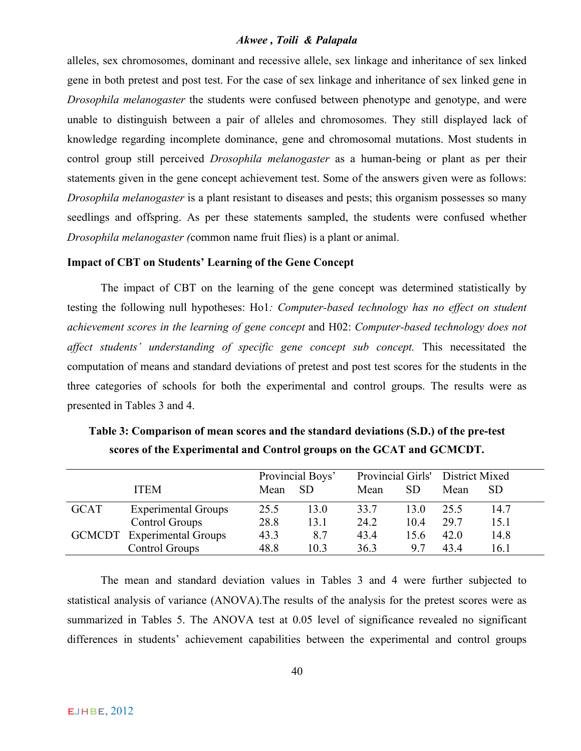alleles, sex chromosomes, dominant and recessive allele, sex linkage and inheritance of sex linked gene in both pretest and post test. For the case of sex linkage and inheritance of sex linked gene in *Drosophila melanogaster* the students were confused between phenotype and genotype, and were unable to distinguish between a pair of alleles and chromosomes. They still displayed lack of knowledge regarding incomplete dominance, gene and chromosomal mutations. Most students in control group still perceived *Drosophila melanogaster* as a human-being or plant as per their statements given in the gene concept achievement test. Some of the answers given were as follows: *Drosophila melanogaster* is a plant resistant to diseases and pests; this organism possesses so many seedlings and offspring. As per these statements sampled, the students were confused whether *Drosophila melanogaster (*common name fruit flies) is a plant or animal.

**Impact of CBT on Students' Learning of the Gene Concept**

The impact of CBT on the learning of the gene concept was determined statistically by testing the following null hypotheses: Ho1*: Computer-based technology has no effect on student achievement scores in the learning of gene concept* and H02: *Computer-based technology does not affect students' understanding of specific gene concept sub concept.* This necessitated the computation of means and standard deviations of pretest and post test scores for the students in the three categories of schools for both the experimental and control groups. The results were as presented in Tables 3 and 4.

**Table 3: Comparison of mean scores and the standard deviations (S.D.) of the pre-test scores of the Experimental and Control groups on the GCAT and GCMCDT.**

| | | Provincial Boys' | | Provincial Girls' | | District Mixed | |
|---|---|---|---|---|---|---|---|
| | ITEM | Mean | SD | Mean | SD | Mean | SD |
| GCAT | Experimental Groups | 25.5 | 13.0 | 33.7 | 13.0 | 25.5 | 14.7 |
| | Control Groups | 28.8 | 13.1 | 24.2 | 10.4 | 29.7 | 15.1 |
| GCMCDT | Experimental Groups | 43.3 | 8.7 | 43.4 | 15.6 | 42.0 | 14.8 |
| | Control Groups | 48.8 | 10.3 | 36.3 | 9.7 | 43.4 | 16.1 |

The mean and standard deviation values in Tables 3 and 4 were further subjected to statistical analysis of variance (ANOVA).The results of the analysis for the pretest scores were as summarized in Tables 5. The ANOVA test at 0.05 level of significance revealed no significant differences in students' achievement capabilities between the experimental and control groups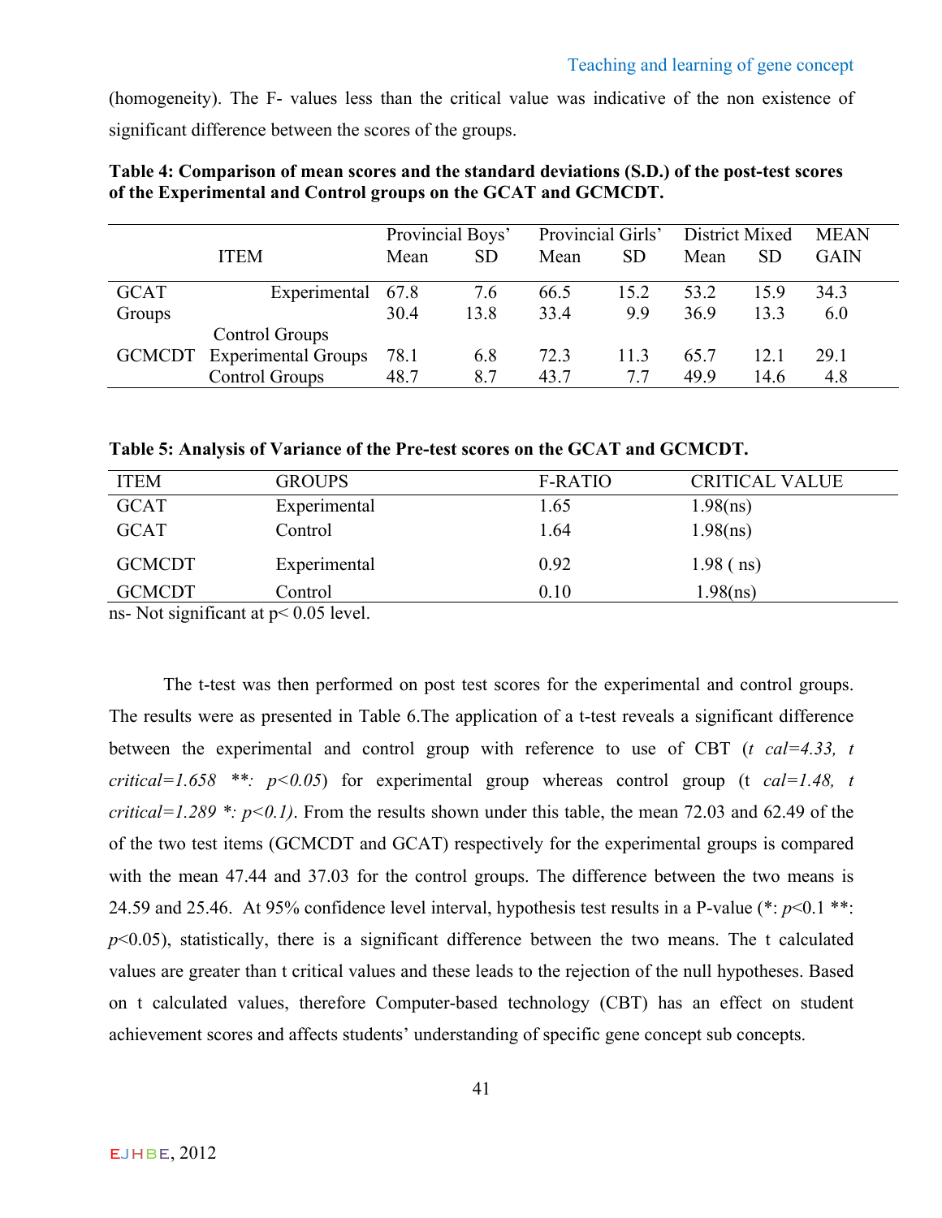(homogeneity). The F- values less than the critical value was indicative of the non existence of significant difference between the scores of the groups.

**Table 4: Comparison of mean scores and the standard deviations (S.D.) of the post-test scores of the Experimental and Control groups on the GCAT and GCMCDT.**

| | ITEM | Provincial Boys' Mean | SD | Provincial Girls' Mean | SD | District Mixed Mean | SD | MEAN GAIN |
|---|---|---|---|---|---|---|---|---|
| GCAT Groups | Experimental | 67.8 | 7.6 | 66.5 | 15.2 | 53.2 | 15.9 | 34.3 |
| | Control Groups | 30.4 | 13.8 | 33.4 | 9.9 | 36.9 | 13.3 | 6.0 |
| GCMCDT | Experimental Groups | 78.1 | 6.8 | 72.3 | 11.3 | 65.7 | 12.1 | 29.1 |
| | Control Groups | 48.7 | 8.7 | 43.7 | 7.7 | 49.9 | 14.6 | 4.8 |

**Table 5: Analysis of Variance of the Pre-test scores on the GCAT and GCMCDT.**

| ITEM | GROUPS | F-RATIO | CRITICAL VALUE |
|---|---|---|---|
| GCAT | Experimental | 1.65 | 1.98(ns) |
| GCAT | Control | 1.64 | 1.98(ns) |
| GCMCDT | Experimental | 0.92 | 1.98 ( ns) |
| GCMCDT | Control | 0.10 | 1.98(ns) |

ns- Not significant at $p< 0.05$ level.

The t-test was then performed on post test scores for the experimental and control groups. The results were as presented in Table 6.The application of a t-test reveals a significant difference between the experimental and control group with reference to use of CBT (*t cal=4.33, t critical=1.658 \*\*: $p<0.05$*) for experimental group whereas control group (t *cal=1.48, t critical=1.289 \*: $p<0.1$)*. From the results shown under this table, the mean 72.03 and 62.49 of the of the two test items (GCMCDT and GCAT) respectively for the experimental groups is compared with the mean 47.44 and 37.03 for the control groups. The difference between the two means is 24.59 and 25.46. At 95% confidence level interval, hypothesis test results in a P-value (\*: $p<0.1$ \*\*: $p<0.05$), statistically, there is a significant difference between the two means. The t calculated values are greater than t critical values and these leads to the rejection of the null hypotheses. Based on t calculated values, therefore Computer-based technology (CBT) has an effect on student achievement scores and affects students' understanding of specific gene concept sub concepts.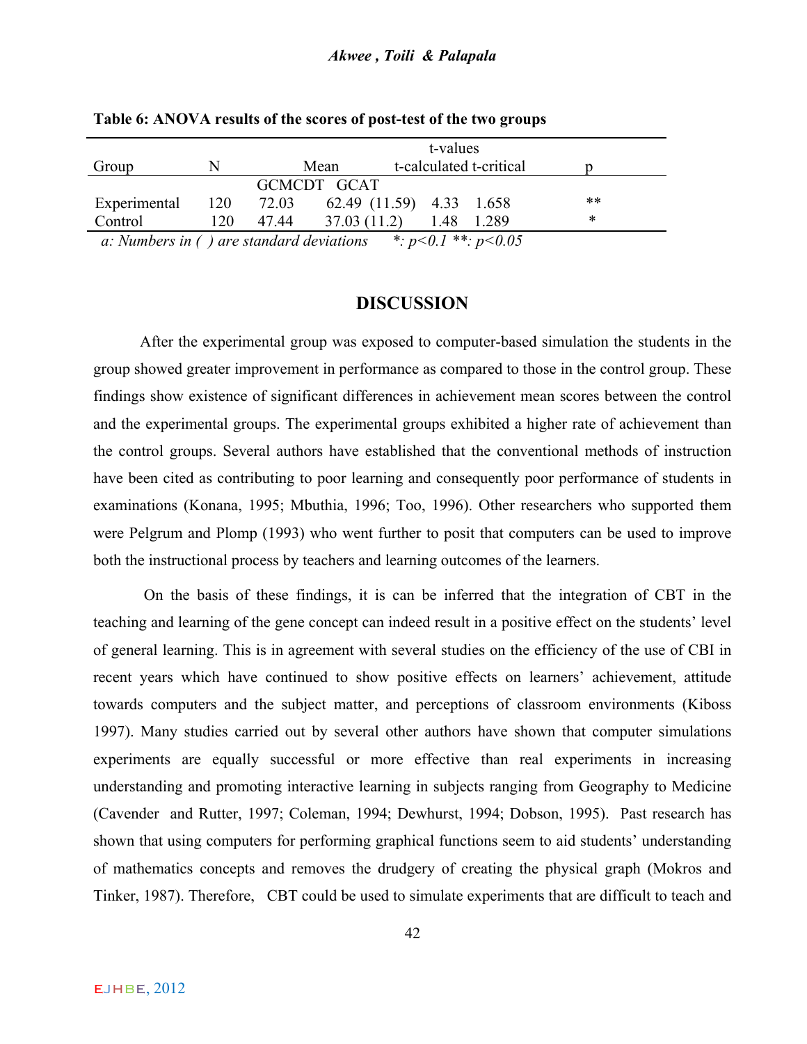**Table 6: ANOVA results of the scores of post-test of the two groups**

| Group | N | Mean | | t-values | | p |
|---|---|---|---|---|---|---|
| | | | | t-calculated | t-critical | |
| | | GCMCDT | GCAT | | | |
| Experimental | 120 | 72.03 | 62.49 (11.59) | 4.33 | 1.658 | ** |
| Control | 120 | 47.44 | 37.03 (11.2) | 1.48 | 1.289 | * |

*a: Numbers in ( ) are standard deviations* &nbsp;&nbsp;&nbsp; *: $p<0.1$ **: $p<0.05$

## DISCUSSION

After the experimental group was exposed to computer-based simulation the students in the group showed greater improvement in performance as compared to those in the control group. These findings show existence of significant differences in achievement mean scores between the control and the experimental groups. The experimental groups exhibited a higher rate of achievement than the control groups. Several authors have established that the conventional methods of instruction have been cited as contributing to poor learning and consequently poor performance of students in examinations (Konana, 1995; Mbuthia, 1996; Too, 1996). Other researchers who supported them were Pelgrum and Plomp (1993) who went further to posit that computers can be used to improve both the instructional process by teachers and learning outcomes of the learners.

On the basis of these findings, it is can be inferred that the integration of CBT in the teaching and learning of the gene concept can indeed result in a positive effect on the students' level of general learning. This is in agreement with several studies on the efficiency of the use of CBI in recent years which have continued to show positive effects on learners' achievement, attitude towards computers and the subject matter, and perceptions of classroom environments (Kiboss 1997). Many studies carried out by several other authors have shown that computer simulations experiments are equally successful or more effective than real experiments in increasing understanding and promoting interactive learning in subjects ranging from Geography to Medicine (Cavender and Rutter, 1997; Coleman, 1994; Dewhurst, 1994; Dobson, 1995). Past research has shown that using computers for performing graphical functions seem to aid students' understanding of mathematics concepts and removes the drudgery of creating the physical graph (Mokros and Tinker, 1987). Therefore, CBT could be used to simulate experiments that are difficult to teach and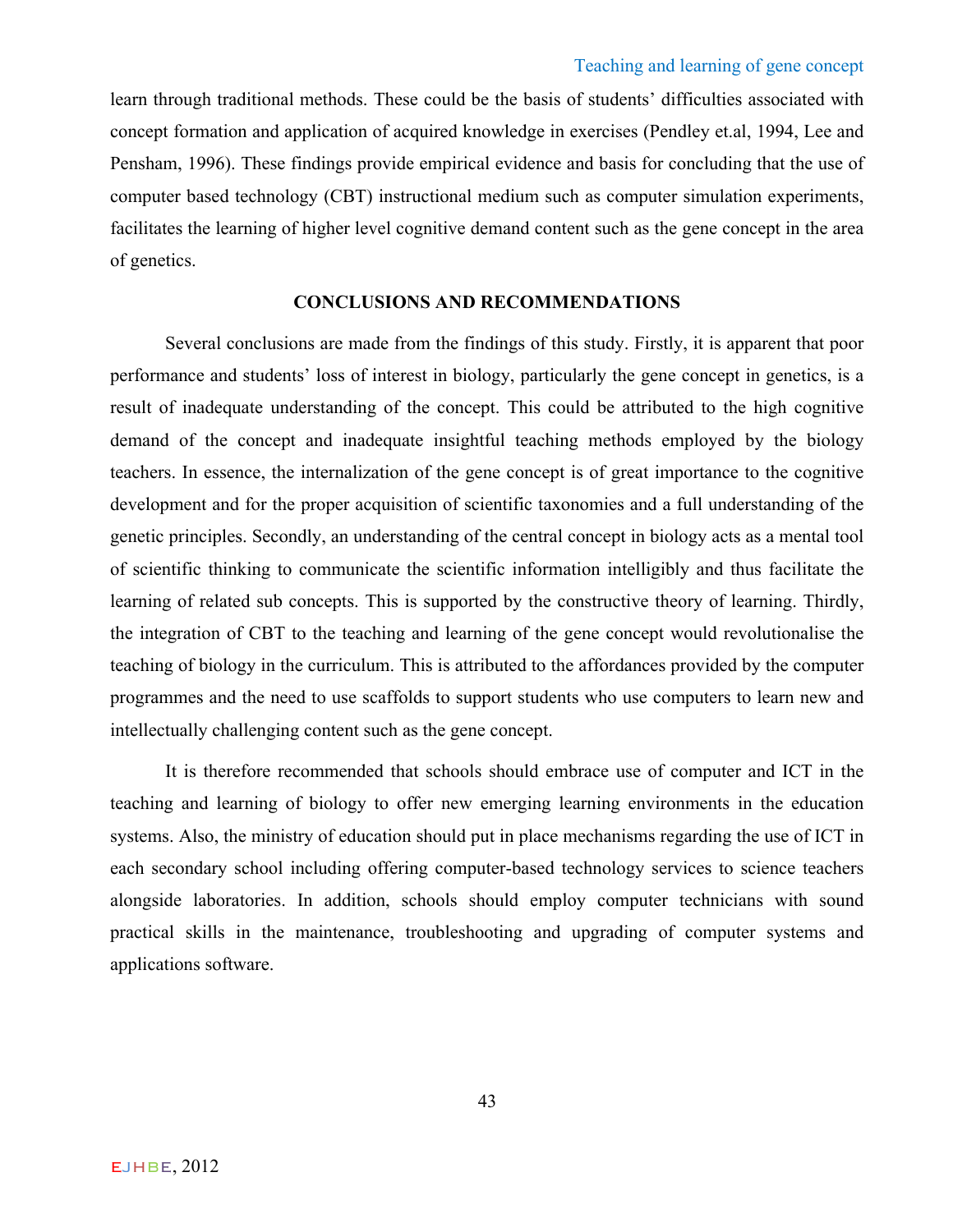learn through traditional methods. These could be the basis of students' difficulties associated with concept formation and application of acquired knowledge in exercises (Pendley et.al, 1994, Lee and Pensham, 1996). These findings provide empirical evidence and basis for concluding that the use of computer based technology (CBT) instructional medium such as computer simulation experiments, facilitates the learning of higher level cognitive demand content such as the gene concept in the area of genetics.

## CONCLUSIONS AND RECOMMENDATIONS

Several conclusions are made from the findings of this study. Firstly, it is apparent that poor performance and students' loss of interest in biology, particularly the gene concept in genetics, is a result of inadequate understanding of the concept. This could be attributed to the high cognitive demand of the concept and inadequate insightful teaching methods employed by the biology teachers. In essence, the internalization of the gene concept is of great importance to the cognitive development and for the proper acquisition of scientific taxonomies and a full understanding of the genetic principles. Secondly, an understanding of the central concept in biology acts as a mental tool of scientific thinking to communicate the scientific information intelligibly and thus facilitate the learning of related sub concepts. This is supported by the constructive theory of learning. Thirdly, the integration of CBT to the teaching and learning of the gene concept would revolutionalise the teaching of biology in the curriculum. This is attributed to the affordances provided by the computer programmes and the need to use scaffolds to support students who use computers to learn new and intellectually challenging content such as the gene concept.

It is therefore recommended that schools should embrace use of computer and ICT in the teaching and learning of biology to offer new emerging learning environments in the education systems. Also, the ministry of education should put in place mechanisms regarding the use of ICT in each secondary school including offering computer-based technology services to science teachers alongside laboratories. In addition, schools should employ computer technicians with sound practical skills in the maintenance, troubleshooting and upgrading of computer systems and applications software.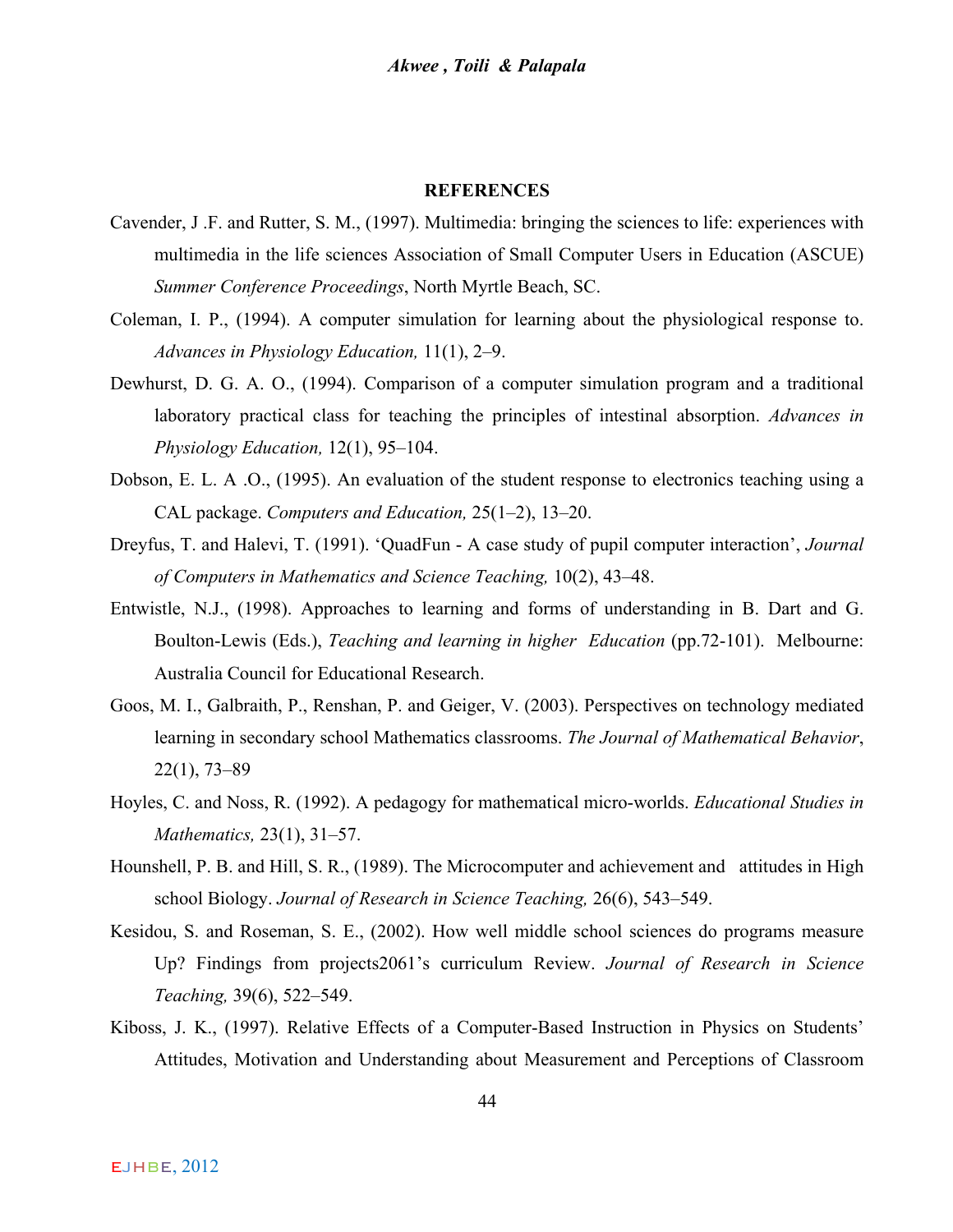## REFERENCES

Cavender, J .F. and Rutter, S. M., (1997). Multimedia: bringing the sciences to life: experiences with multimedia in the life sciences Association of Small Computer Users in Education (ASCUE) *Summer Conference Proceedings*, North Myrtle Beach, SC.

Coleman, I. P., (1994). A computer simulation for learning about the physiological response to. *Advances in Physiology Education,* 11(1), 2–9.

Dewhurst, D. G. A. O., (1994). Comparison of a computer simulation program and a traditional laboratory practical class for teaching the principles of intestinal absorption. *Advances in Physiology Education,* 12(1), 95–104.

Dobson, E. L. A .O., (1995). An evaluation of the student response to electronics teaching using a CAL package. *Computers and Education,* 25(1–2), 13–20.

Dreyfus, T. and Halevi, T. (1991). 'QuadFun - A case study of pupil computer interaction', *Journal of Computers in Mathematics and Science Teaching,* 10(2), 43–48.

Entwistle, N.J., (1998). Approaches to learning and forms of understanding in B. Dart and G. Boulton-Lewis (Eds.), *Teaching and learning in higher Education* (pp.72-101). Melbourne: Australia Council for Educational Research.

Goos, M. I., Galbraith, P., Renshan, P. and Geiger, V. (2003). Perspectives on technology mediated learning in secondary school Mathematics classrooms. *The Journal of Mathematical Behavior*, 22(1), 73–89

Hoyles, C. and Noss, R. (1992). A pedagogy for mathematical micro-worlds. *Educational Studies in Mathematics,* 23(1), 31–57.

Hounshell, P. B. and Hill, S. R., (1989). The Microcomputer and achievement and attitudes in High school Biology. *Journal of Research in Science Teaching,* 26(6), 543–549.

Kesidou, S. and Roseman, S. E., (2002). How well middle school sciences do programs measure Up? Findings from projects2061's curriculum Review. *Journal of Research in Science Teaching,* 39(6), 522–549.

Kiboss, J. K., (1997). Relative Effects of a Computer-Based Instruction in Physics on Students' Attitudes, Motivation and Understanding about Measurement and Perceptions of Classroom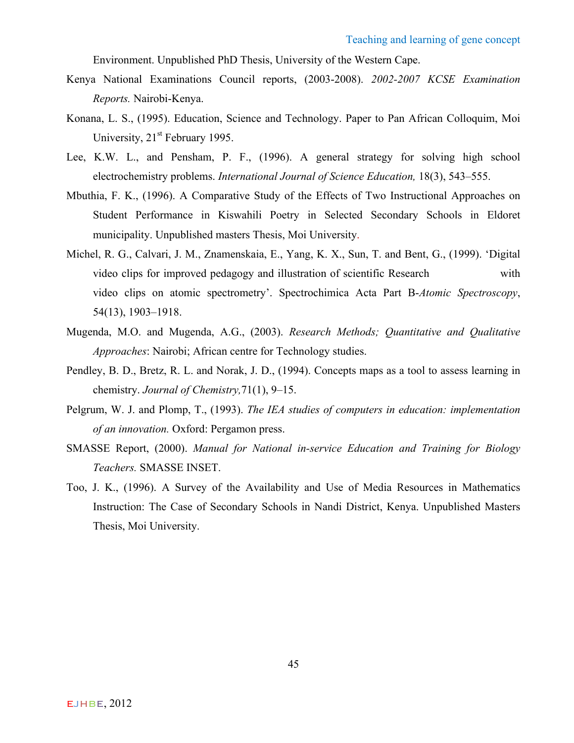Environment. Unpublished PhD Thesis, University of the Western Cape.

Kenya National Examinations Council reports, (2003-2008). *2002-2007 KCSE Examination Reports.* Nairobi-Kenya.

Konana, L. S., (1995). Education, Science and Technology. Paper to Pan African Colloquim, Moi University, 21st February 1995.

Lee, K.W. L., and Pensham, P. F., (1996). A general strategy for solving high school electrochemistry problems. *International Journal of Science Education,* 18(3), 543–555.

Mbuthia, F. K., (1996). A Comparative Study of the Effects of Two Instructional Approaches on Student Performance in Kiswahili Poetry in Selected Secondary Schools in Eldoret municipality. Unpublished masters Thesis, Moi University.

Michel, R. G., Calvari, J. M., Znamenskaia, E., Yang, K. X., Sun, T. and Bent, G., (1999). 'Digital video clips for improved pedagogy and illustration of scientific Research with video clips on atomic spectrometry'. Spectrochimica Acta Part B-*Atomic Spectroscopy*, 54(13), 1903–1918.

Mugenda, M.O. and Mugenda, A.G., (2003). *Research Methods; Quantitative and Qualitative Approaches*: Nairobi; African centre for Technology studies.

Pendley, B. D., Bretz, R. L. and Norak, J. D., (1994). Concepts maps as a tool to assess learning in chemistry. *Journal of Chemistry,*71(1), 9–15.

Pelgrum, W. J. and Plomp, T., (1993). *The IEA studies of computers in education: implementation of an innovation.* Oxford: Pergamon press.

SMASSE Report, (2000). *Manual for National in-service Education and Training for Biology Teachers.* SMASSE INSET.

Too, J. K., (1996). A Survey of the Availability and Use of Media Resources in Mathematics Instruction: The Case of Secondary Schools in Nandi District, Kenya. Unpublished Masters Thesis, Moi University.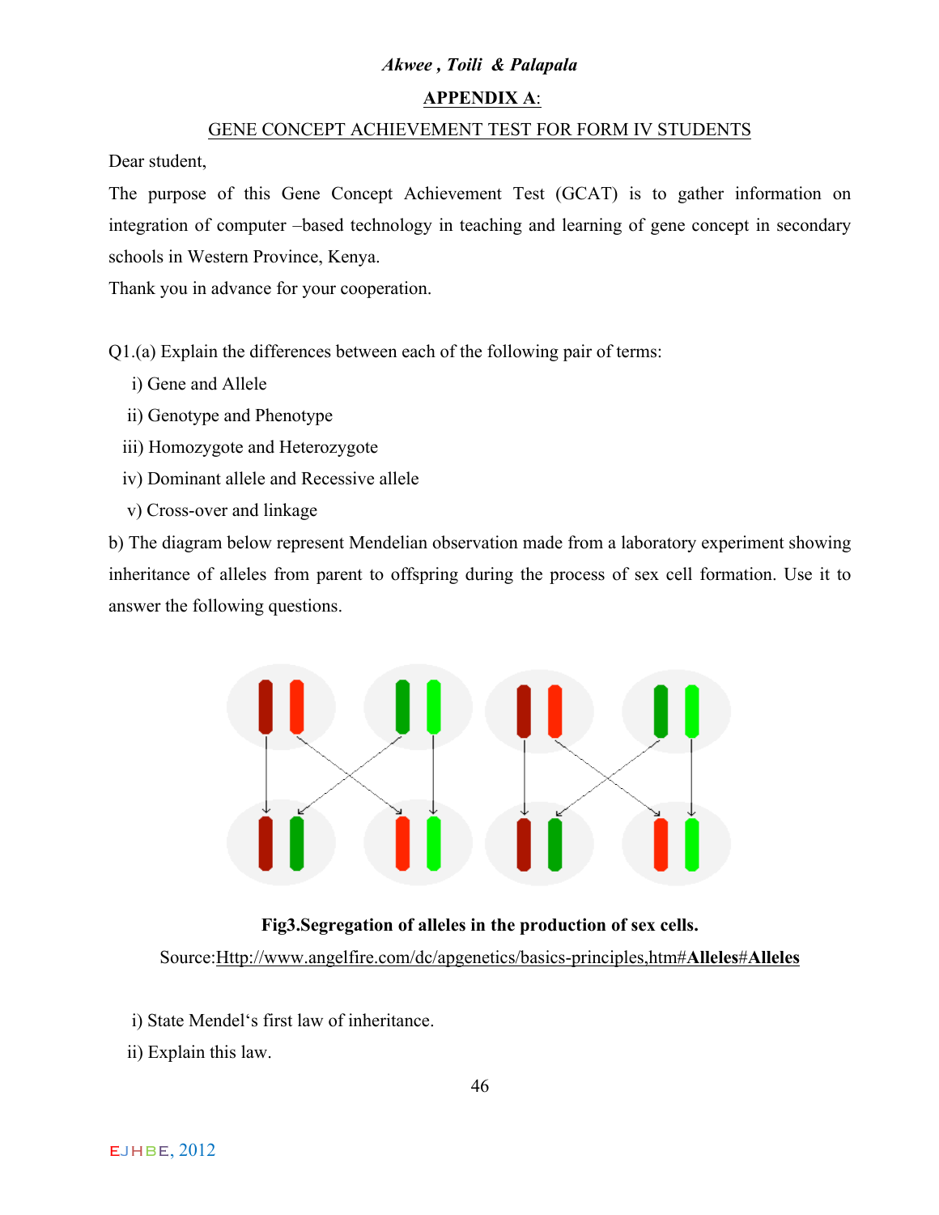## APPENDIX A:

### GENE CONCEPT ACHIEVEMENT TEST FOR FORM IV STUDENTS

Dear student,

The purpose of this Gene Concept Achievement Test (GCAT) is to gather information on integration of computer –based technology in teaching and learning of gene concept in secondary schools in Western Province, Kenya.

Thank you in advance for your cooperation.

Q1.(a) Explain the differences between each of the following pair of terms:

i) Gene and Allele

ii) Genotype and Phenotype

iii) Homozygote and Heterozygote

iv) Dominant allele and Recessive allele

v) Cross-over and linkage

b) The diagram below represent Mendelian observation made from a laboratory experiment showing inheritance of alleles from parent to offspring during the process of sex cell formation. Use it to answer the following questions.

**Fig3.Segregation of alleles in the production of sex cells.**

Source:Http://www.angelfire.com/dc/apgenetics/basics-principles,htm#**Alleles**#**Alleles**

i) State Mendel's first law of inheritance.

ii) Explain this law.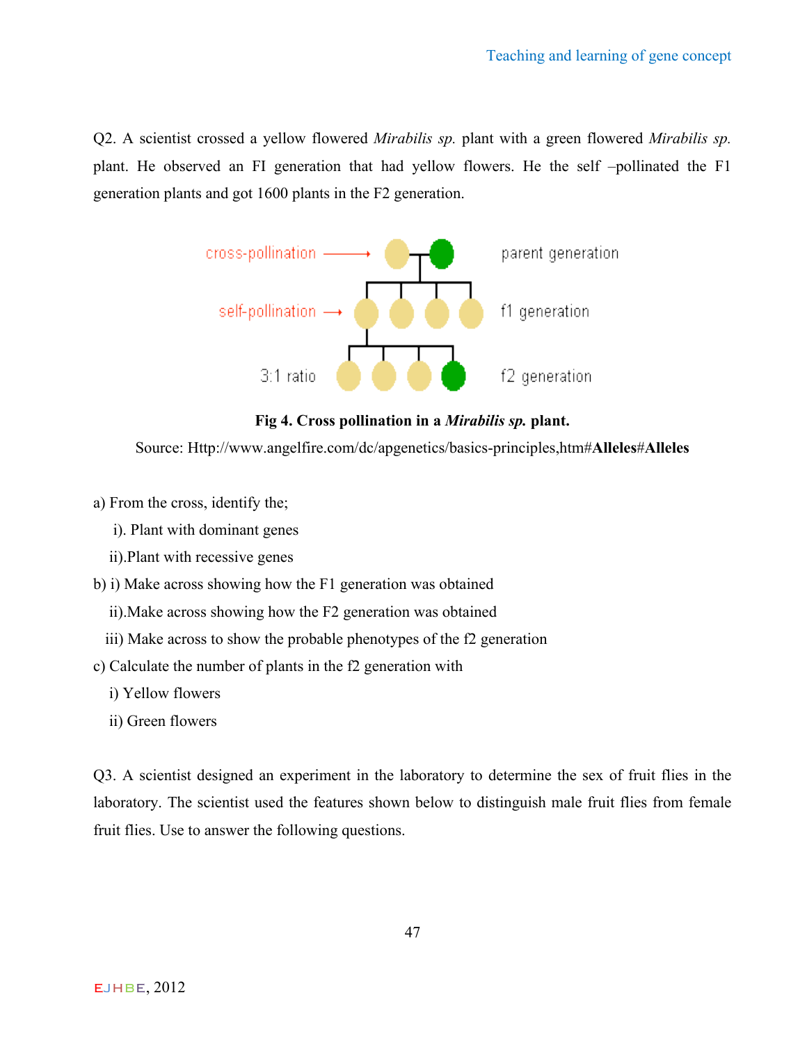Q2. A scientist crossed a yellow flowered *Mirabilis sp.* plant with a green flowered *Mirabilis sp.* plant. He observed an FI generation that had yellow flowers. He the self –pollinated the F1 generation plants and got 1600 plants in the F2 generation.

**Fig 4. Cross pollination in a *Mirabilis sp.* plant.**

Source: Http://www.angelfire.com/dc/apgenetics/basics-principles,htm#**Alleles**#**Alleles**

a) From the cross, identify the;

i). Plant with dominant genes

ii).Plant with recessive genes

b) i) Make across showing how the F1 generation was obtained

ii).Make across showing how the F2 generation was obtained

iii) Make across to show the probable phenotypes of the f2 generation

c) Calculate the number of plants in the f2 generation with

i) Yellow flowers

ii) Green flowers

Q3. A scientist designed an experiment in the laboratory to determine the sex of fruit flies in the laboratory. The scientist used the features shown below to distinguish male fruit flies from female fruit flies. Use to answer the following questions.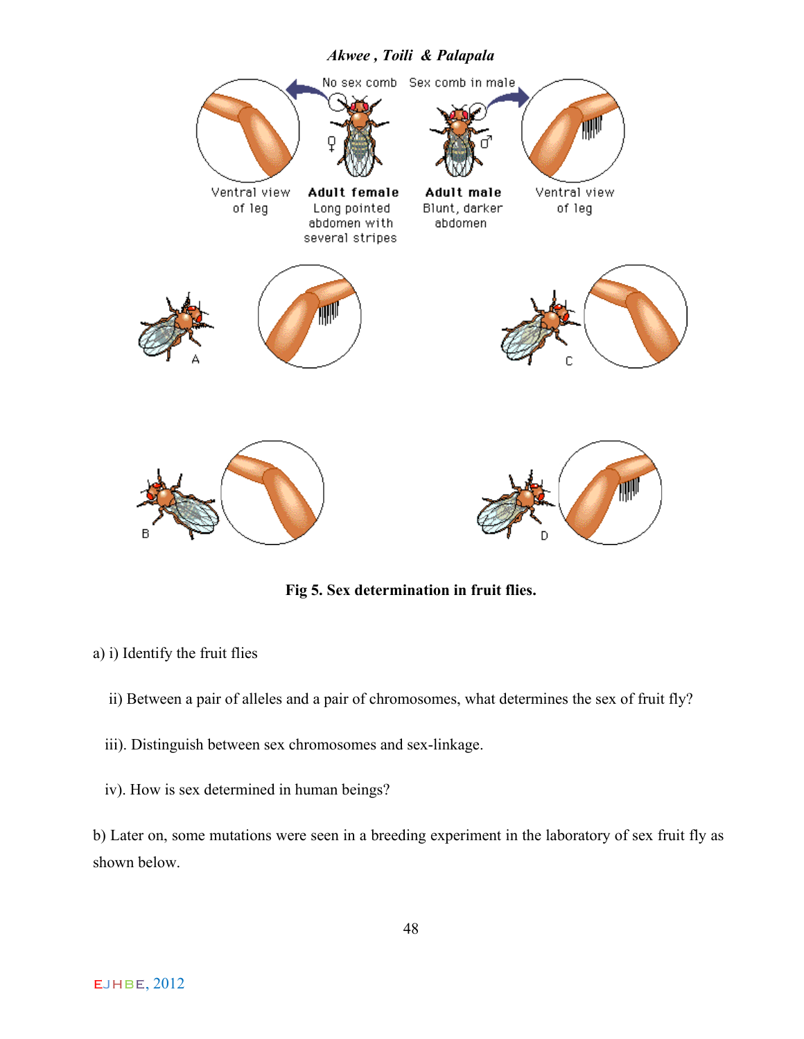**Fig 5. Sex determination in fruit flies.**

a) i) Identify the fruit flies

ii) Between a pair of alleles and a pair of chromosomes, what determines the sex of fruit fly?

iii). Distinguish between sex chromosomes and sex-linkage.

iv). How is sex determined in human beings?

b) Later on, some mutations were seen in a breeding experiment in the laboratory of sex fruit fly as shown below.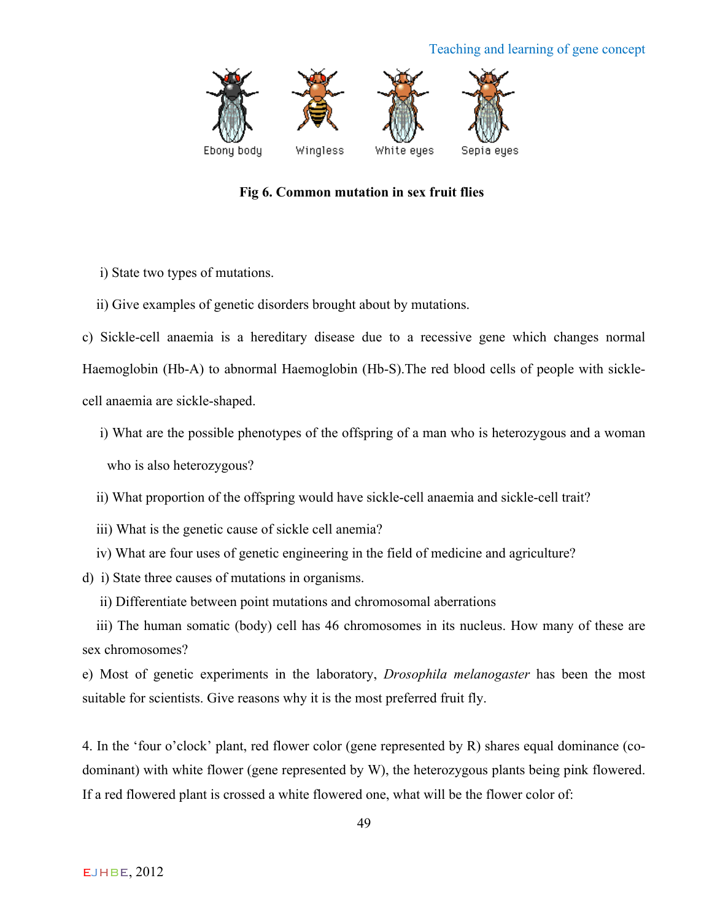**Fig 6. Common mutation in sex fruit flies**

i) State two types of mutations.

ii) Give examples of genetic disorders brought about by mutations.

c) Sickle-cell anaemia is a hereditary disease due to a recessive gene which changes normal Haemoglobin (Hb-A) to abnormal Haemoglobin (Hb-S).The red blood cells of people with sickle-cell anaemia are sickle-shaped.

i) What are the possible phenotypes of the offspring of a man who is heterozygous and a woman who is also heterozygous?

ii) What proportion of the offspring would have sickle-cell anaemia and sickle-cell trait?

iii) What is the genetic cause of sickle cell anemia?

iv) What are four uses of genetic engineering in the field of medicine and agriculture?

d) i) State three causes of mutations in organisms.

ii) Differentiate between point mutations and chromosomal aberrations

iii) The human somatic (body) cell has 46 chromosomes in its nucleus. How many of these are sex chromosomes?

e) Most of genetic experiments in the laboratory, *Drosophila melanogaster* has been the most suitable for scientists. Give reasons why it is the most preferred fruit fly.

4. In the 'four o'clock' plant, red flower color (gene represented by R) shares equal dominance (co-dominant) with white flower (gene represented by W), the heterozygous plants being pink flowered. If a red flowered plant is crossed a white flowered one, what will be the flower color of: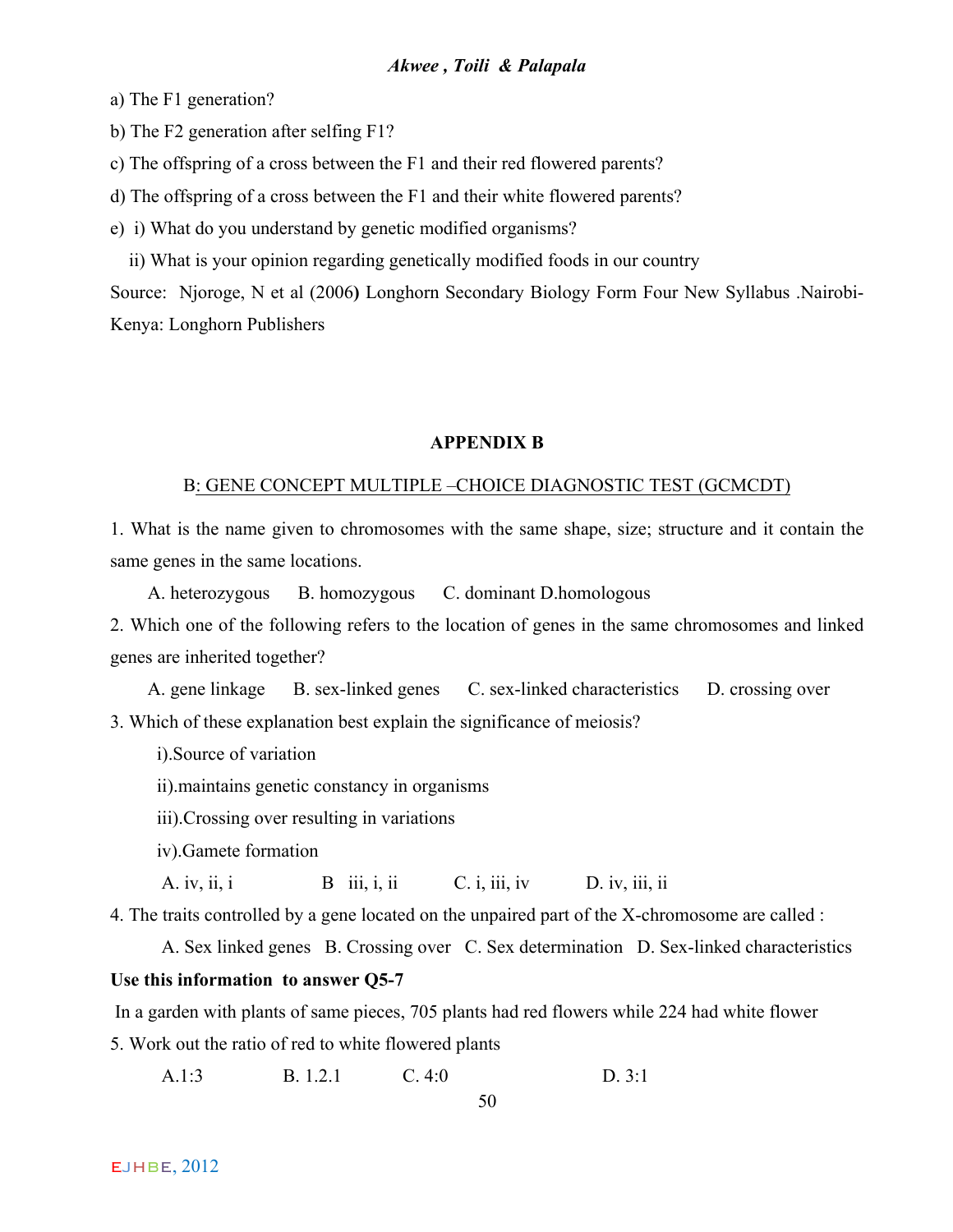a) The F1 generation?

b) The F2 generation after selfing F1?

c) The offspring of a cross between the F1 and their red flowered parents?

d) The offspring of a cross between the F1 and their white flowered parents?

e) i) What do you understand by genetic modified organisms?

ii) What is your opinion regarding genetically modified foods in our country

Source: Njoroge, N et al (2006**)** Longhorn Secondary Biology Form Four New Syllabus .Nairobi-Kenya: Longhorn Publishers

## APPENDIX B

B: GENE CONCEPT MULTIPLE –CHOICE DIAGNOSTIC TEST (GCMCDT)

1. What is the name given to chromosomes with the same shape, size; structure and it contain the same genes in the same locations.

   A. heterozygous B. homozygous C. dominant D.homologous

2. Which one of the following refers to the location of genes in the same chromosomes and linked genes are inherited together?

   A. gene linkage B. sex-linked genes C. sex-linked characteristics D. crossing over

3. Which of these explanation best explain the significance of meiosis?

   i).Source of variation

   ii).maintains genetic constancy in organisms

   iii).Crossing over resulting in variations

   iv).Gamete formation

   A. iv, ii, i B iii, i, ii C. i, iii, iv D. iv, iii, ii

4. The traits controlled by a gene located on the unpaired part of the X-chromosome are called :

   A. Sex linked genes B. Crossing over C. Sex determination D. Sex-linked characteristics

**Use this information to answer Q5-7**

In a garden with plants of same pieces, 705 plants had red flowers while 224 had white flower

5. Work out the ratio of red to white flowered plants

   A.1:3 B. 1.2.1 C. 4:0 D. 3:1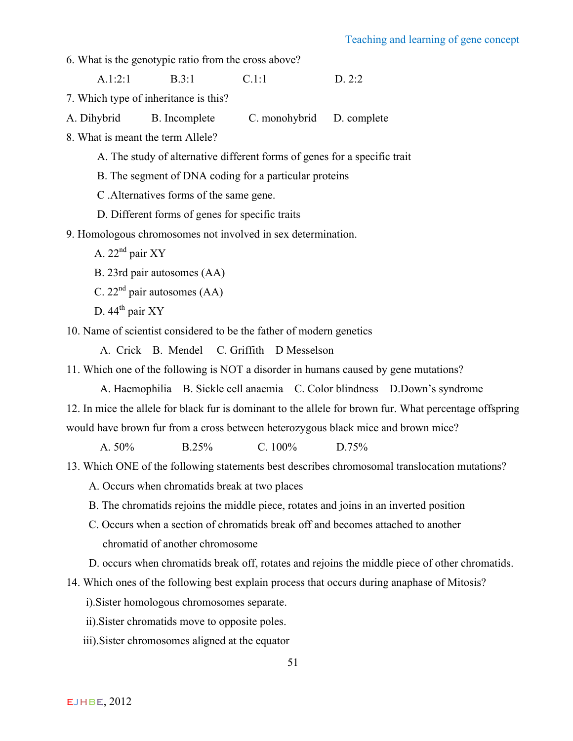6. What is the genotypic ratio from the cross above?

A.1:2:1 B.3:1 C.1:1 D. 2:2

7. Which type of inheritance is this?

A. Dihybrid B. Incomplete C. monohybrid D. complete

8. What is meant the term Allele?

A. The study of alternative different forms of genes for a specific trait

B. The segment of DNA coding for a particular proteins

C .Alternatives forms of the same gene.

D. Different forms of genes for specific traits

9. Homologous chromosomes not involved in sex determination.

A. 22nd pair XY

B. 23rd pair autosomes (AA)

C. 22nd pair autosomes (AA)

D. 44th pair XY

10. Name of scientist considered to be the father of modern genetics

A. Crick B. Mendel C. Griffith D Messelson

11. Which one of the following is NOT a disorder in humans caused by gene mutations?

A. Haemophilia B. Sickle cell anaemia C. Color blindness D.Down's syndrome

12. In mice the allele for black fur is dominant to the allele for brown fur. What percentage offspring would have brown fur from a cross between heterozygous black mice and brown mice?

A. 50% B.25% C. 100% D.75%

13. Which ONE of the following statements best describes chromosomal translocation mutations?

A. Occurs when chromatids break at two places

B. The chromatids rejoins the middle piece, rotates and joins in an inverted position

C. Occurs when a section of chromatids break off and becomes attached to another chromatid of another chromosome

D. occurs when chromatids break off, rotates and rejoins the middle piece of other chromatids.

14. Which ones of the following best explain process that occurs during anaphase of Mitosis?

i).Sister homologous chromosomes separate.

ii).Sister chromatids move to opposite poles.

iii).Sister chromosomes aligned at the equator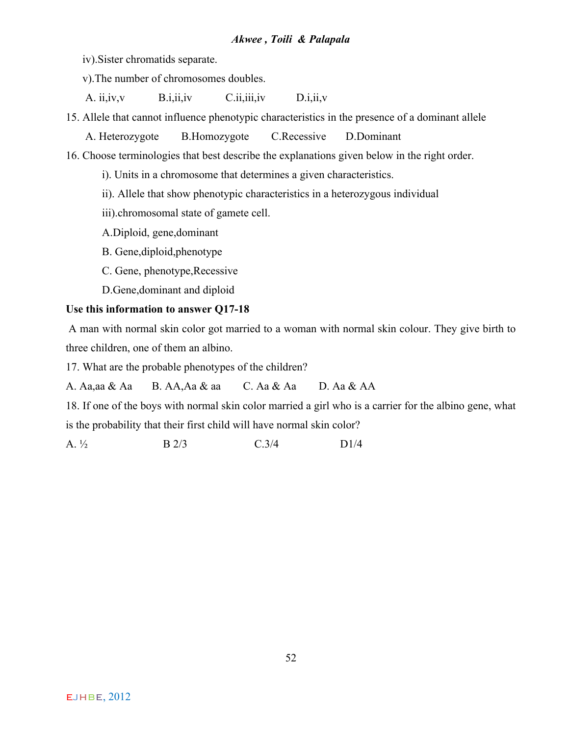iv).Sister chromatids separate.

v).The number of chromosomes doubles.

A. ii,iv,v B.i,ii,iv C.ii,iii,iv D.i,ii,v

15. Allele that cannot influence phenotypic characteristics in the presence of a dominant allele

A. Heterozygote B.Homozygote C.Recessive D.Dominant

16. Choose terminologies that best describe the explanations given below in the right order.

i). Units in a chromosome that determines a given characteristics.

ii). Allele that show phenotypic characteristics in a heterozygous individual

iii).chromosomal state of gamete cell.

A.Diploid, gene,dominant

B. Gene,diploid,phenotype

C. Gene, phenotype,Recessive

D.Gene,dominant and diploid

**Use this information to answer Q17-18**

A man with normal skin color got married to a woman with normal skin colour. They give birth to three children, one of them an albino.

17. What are the probable phenotypes of the children?

A. Aa,aa & Aa B. AA,Aa & aa C. Aa & Aa D. Aa & AA

18. If one of the boys with normal skin color married a girl who is a carrier for the albino gene, what is the probability that their first child will have normal skin color?

A. ½ B 2/3 C.3/4 D1/4